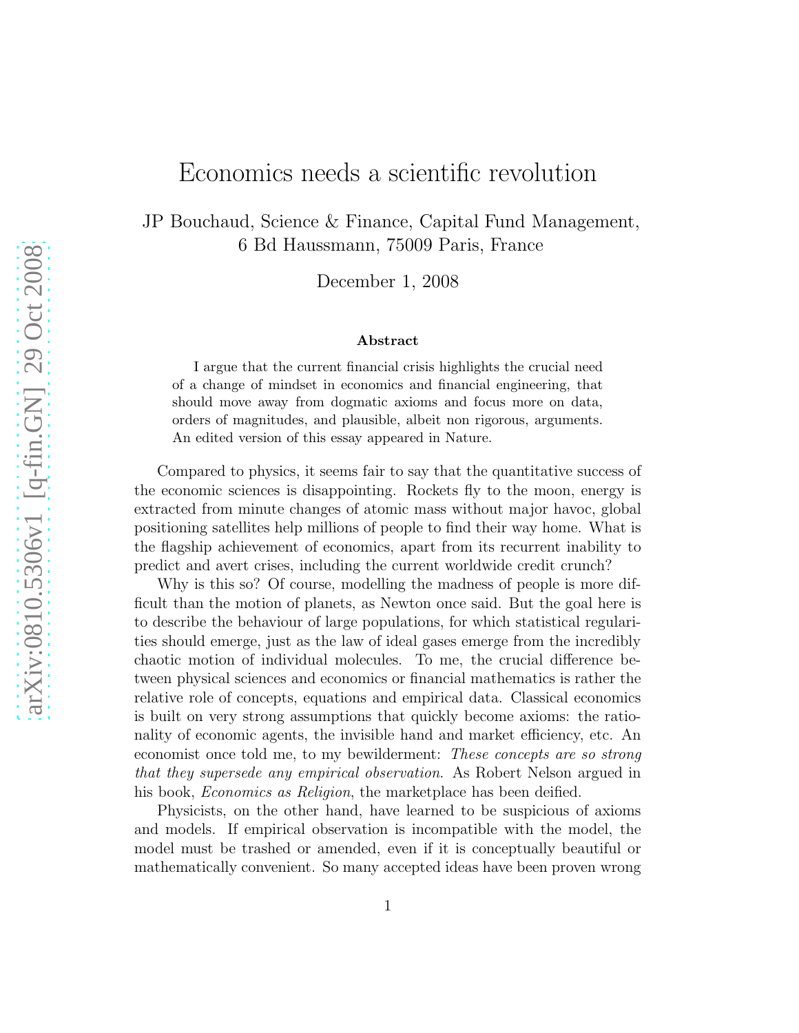# Economics needs a scientific revolution

JP Bouchaud, Science & Finance, Capital Fund Management, 6 Bd Haussmann, 75009 Paris, France

December 1, 2008

### Abstract

I argue that the current financial crisis highlights the crucial need of a change of mindset in economics and financial engineering, that should move away from dogmatic axioms and focus more on data, orders of magnitudes, and plausible, albeit non rigorous, arguments. An edited version of this essay appeared in Nature.

Compared to physics, it seems fair to say that the quantitative success of the economic sciences is disappointing. Rockets fly to the moon, energy is extracted from minute changes of atomic mass without major havoc, global positioning satellites help millions of people to find their way home. What is the flagship achievement of economics, apart from its recurrent inability to predict and avert crises, including the current worldwide credit crunch?

Why is this so? Of course, modelling the madness of people is more difficult than the motion of planets, as Newton once said. But the goal here is to describe the behaviour of large populations, for which statistical regularities should emerge, just as the law of ideal gases emerge from the incredibly chaotic motion of individual molecules. To me, the crucial difference between physical sciences and economics or financial mathematics is rather the relative role of concepts, equations and empirical data. Classical economics is built on very strong assumptions that quickly become axioms: the rationality of economic agents, the invisible hand and market efficiency, etc. An economist once told me, to my bewilderment: *These concepts are so strong that they supersede any empirical observation.* As Robert Nelson argued in his book, *Economics as Religion*, the marketplace has been deified.

Physicists, on the other hand, have learned to be suspicious of axioms and models. If empirical observation is incompatible with the model, the model must be trashed or amended, even if it is conceptually beautiful or mathematically convenient. So many accepted ideas have been proven wrong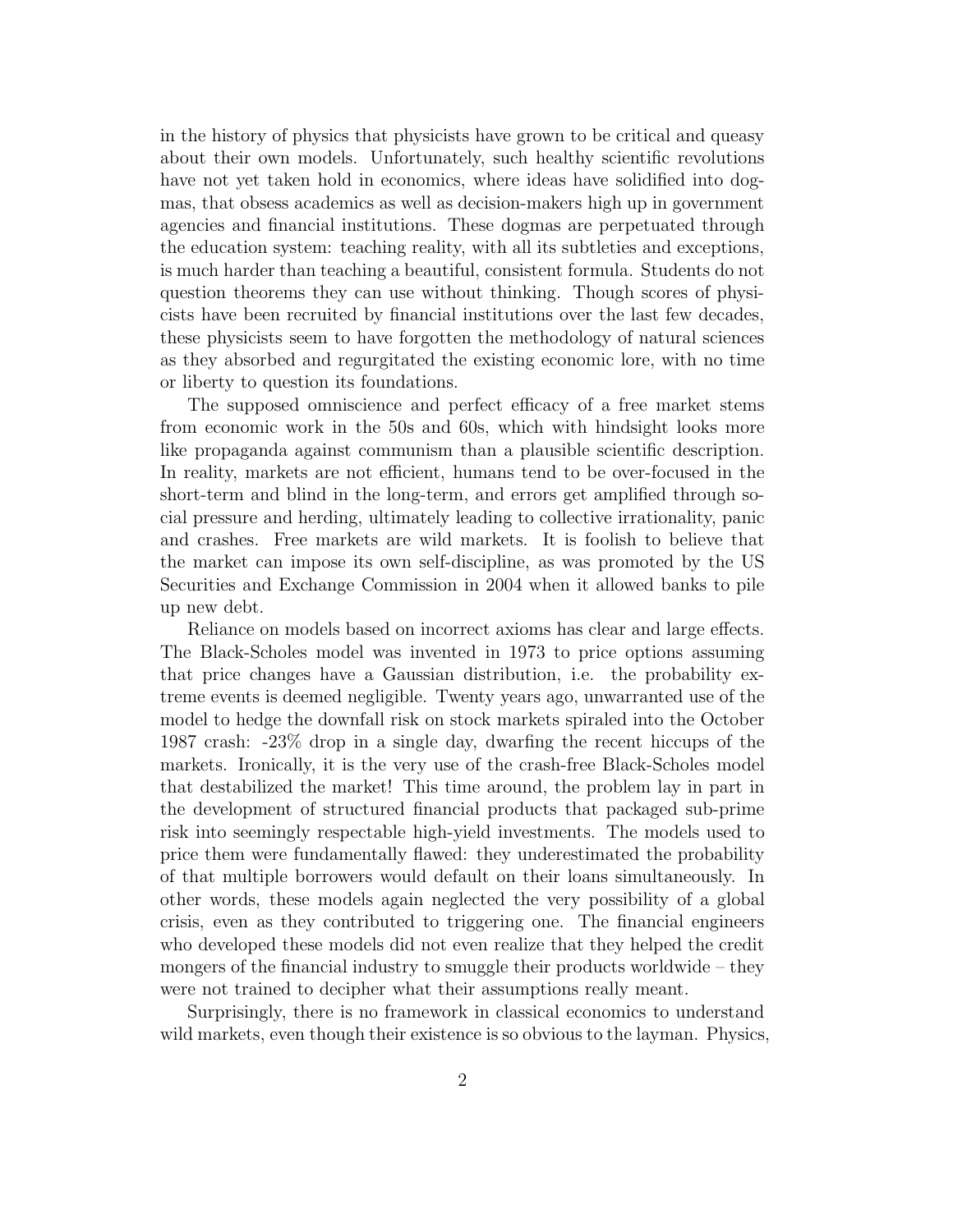in the history of physics that physicists have grown to be critical and queasy about their own models. Unfortunately, such healthy scientific revolutions have not yet taken hold in economics, where ideas have solidified into dogmas, that obsess academics as well as decision-makers high up in government agencies and financial institutions. These dogmas are perpetuated through the education system: teaching reality, with all its subtleties and exceptions, is much harder than teaching a beautiful, consistent formula. Students do not question theorems they can use without thinking. Though scores of physicists have been recruited by financial institutions over the last few decades, these physicists seem to have forgotten the methodology of natural sciences as they absorbed and regurgitated the existing economic lore, with no time or liberty to question its foundations.

The supposed omniscience and perfect efficacy of a free market stems from economic work in the 50s and 60s, which with hindsight looks more like propaganda against communism than a plausible scientific description. In reality, markets are not efficient, humans tend to be over-focused in the short-term and blind in the long-term, and errors get amplified through social pressure and herding, ultimately leading to collective irrationality, panic and crashes. Free markets are wild markets. It is foolish to believe that the market can impose its own self-discipline, as was promoted by the US Securities and Exchange Commission in 2004 when it allowed banks to pile up new debt.

Reliance on models based on incorrect axioms has clear and large effects. The Black-Scholes model was invented in 1973 to price options assuming that price changes have a Gaussian distribution, i.e. the probability extreme events is deemed negligible. Twenty years ago, unwarranted use of the model to hedge the downfall risk on stock markets spiraled into the October 1987 crash: -23% drop in a single day, dwarfing the recent hiccups of the markets. Ironically, it is the very use of the crash-free Black-Scholes model that destabilized the market! This time around, the problem lay in part in the development of structured financial products that packaged sub-prime risk into seemingly respectable high-yield investments. The models used to price them were fundamentally flawed: they underestimated the probability of that multiple borrowers would default on their loans simultaneously. In other words, these models again neglected the very possibility of a global crisis, even as they contributed to triggering one. The financial engineers who developed these models did not even realize that they helped the credit mongers of the financial industry to smuggle their products worldwide – they were not trained to decipher what their assumptions really meant.

Surprisingly, there is no framework in classical economics to understand wild markets, even though their existence is so obvious to the layman. Physics,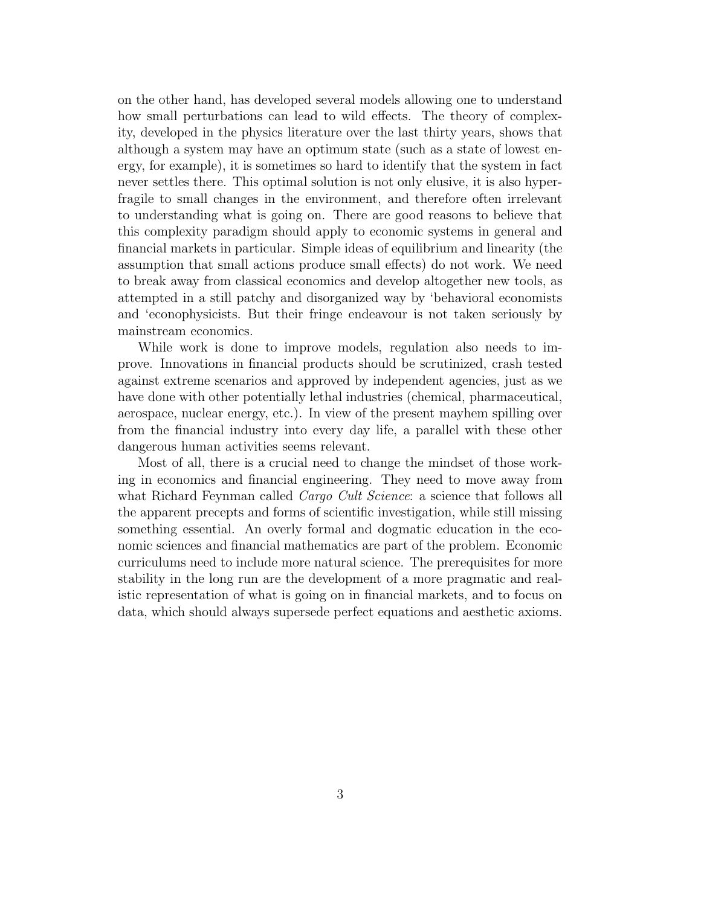on the other hand, has developed several models allowing one to understand how small perturbations can lead to wild effects. The theory of complexity, developed in the physics literature over the last thirty years, shows that although a system may have an optimum state (such as a state of lowest energy, for example), it is sometimes so hard to identify that the system in fact never settles there. This optimal solution is not only elusive, it is also hyper-fragile to small changes in the environment, and therefore often irrelevant to understanding what is going on. There are good reasons to believe that this complexity paradigm should apply to economic systems in general and financial markets in particular. Simple ideas of equilibrium and linearity (the assumption that small actions produce small effects) do not work. We need to break away from classical economics and develop altogether new tools, as attempted in a still patchy and disorganized way by 'behavioral economists and 'econophysicists. But their fringe endeavour is not taken seriously by mainstream economics.

While work is done to improve models, regulation also needs to improve. Innovations in financial products should be scrutinized, crash tested against extreme scenarios and approved by independent agencies, just as we have done with other potentially lethal industries (chemical, pharmaceutical, aerospace, nuclear energy, etc.). In view of the present mayhem spilling over from the financial industry into every day life, a parallel with these other dangerous human activities seems relevant.

Most of all, there is a crucial need to change the mindset of those working in economics and financial engineering. They need to move away from what Richard Feynman called *Cargo Cult Science*: a science that follows all the apparent precepts and forms of scientific investigation, while still missing something essential. An overly formal and dogmatic education in the economic sciences and financial mathematics are part of the problem. Economic curriculums need to include more natural science. The prerequisites for more stability in the long run are the development of a more pragmatic and realistic representation of what is going on in financial markets, and to focus on data, which should always supersede perfect equations and aesthetic axioms.